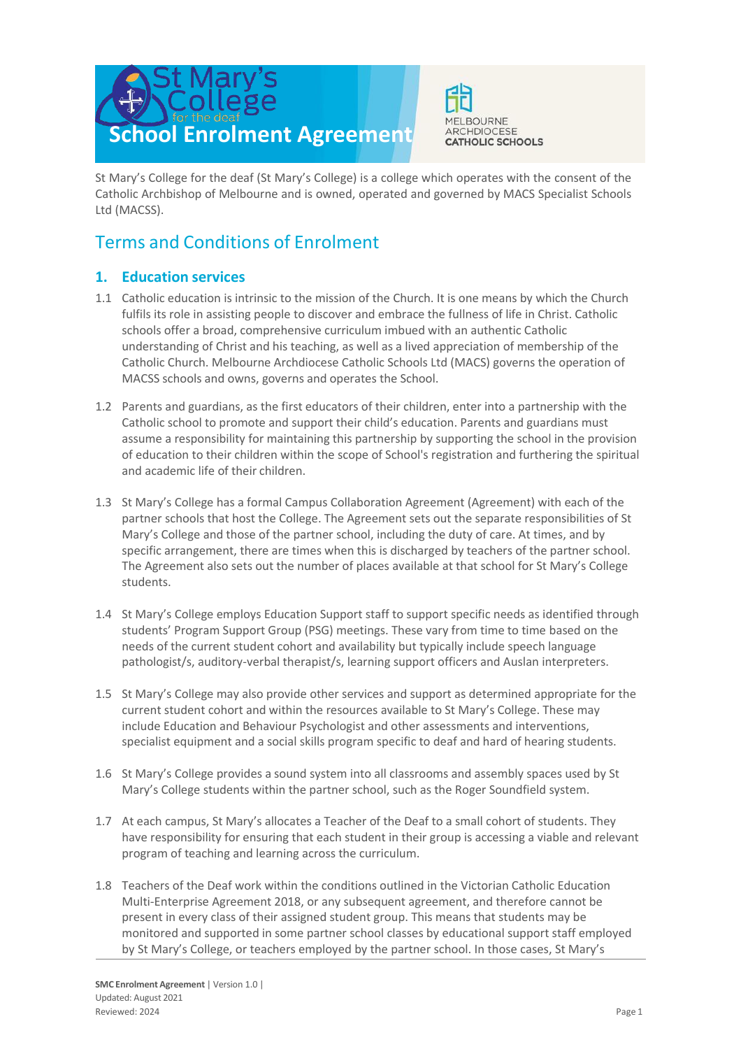# School Enrolment Agreement

St Mary's College for the deaf (St Mary's College) is a college which operates with the consent of the Catholic Archbishop of Melbourne and is owned, operated and governed by MACS Specialist Schools Ltd (MACSS).

## Terms and Conditions of Enrolment

### 1. Education services

1.1 Catholic education is intrinsic to the mission of the Church. It is one means by which the Church fulfils its role in assisting people to discover and embrace the fullness of life in Christ. Catholic schools offer a broad, comprehensive curriculum imbued with an authentic Catholic understanding of Christ and his teaching, as well as a lived appreciation of membership of the Catholic Church. Melbourne Archdiocese Catholic Schools Ltd (MACS) governs the operation of MACSS schools and owns, governs and operates the School.

1.2 Parents and guardians, as the first educators of their children, enter into a partnership with the Catholic school to promote and support their child's education. Parents and guardians must assume a responsibility for maintaining this partnership by supporting the school in the provision of education to their children within the scope of School's registration and furthering the spiritual and academic life of their children.

1.3 St Mary's College has a formal Campus Collaboration Agreement (Agreement) with each of the partner schools that host the College. The Agreement sets out the separate responsibilities of St Mary's College and those of the partner school, including the duty of care. At times, and by specific arrangement, there are times when this is discharged by teachers of the partner school. The Agreement also sets out the number of places available at that school for St Mary's College students.

1.4 St Mary's College employs Education Support staff to support specific needs as identified through students' Program Support Group (PSG) meetings. These vary from time to time based on the needs of the current student cohort and availability but typically include speech language pathologist/s, auditory-verbal therapist/s, learning support officers and Auslan interpreters.

1.5 St Mary's College may also provide other services and support as determined appropriate for the current student cohort and within the resources available to St Mary's College. These may include Education and Behaviour Psychologist and other assessments and interventions, specialist equipment and a social skills program specific to deaf and hard of hearing students.

1.6 St Mary's College provides a sound system into all classrooms and assembly spaces used by St Mary's College students within the partner school, such as the Roger Soundfield system.

1.7 At each campus, St Mary's allocates a Teacher of the Deaf to a small cohort of students. They have responsibility for ensuring that each student in their group is accessing a viable and relevant program of teaching and learning across the curriculum.

1.8 Teachers of the Deaf work within the conditions outlined in the Victorian Catholic Education Multi-Enterprise Agreement 2018, or any subsequent agreement, and therefore cannot be present in every class of their assigned student group. This means that students may be monitored and supported in some partner school classes by educational support staff employed by St Mary's College, or teachers employed by the partner school. In those cases, St Mary's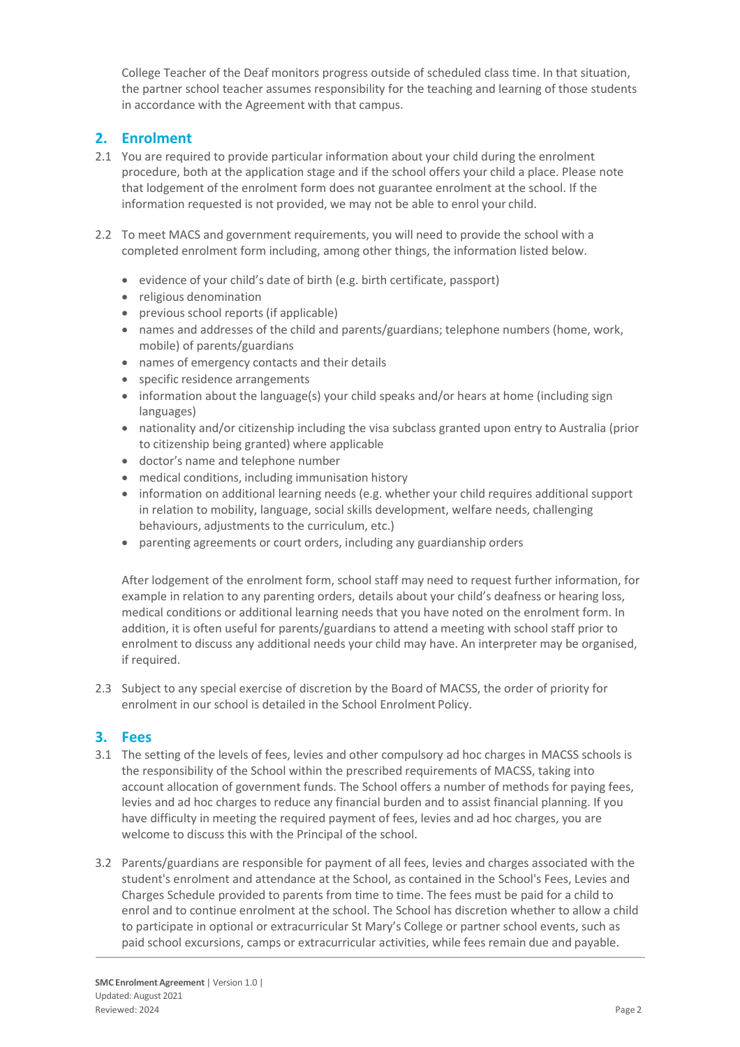College Teacher of the Deaf monitors progress outside of scheduled class time. In that situation, the partner school teacher assumes responsibility for the teaching and learning of those students in accordance with the Agreement with that campus.

## 2. Enrolment

2.1 You are required to provide particular information about your child during the enrolment procedure, both at the application stage and if the school offers your child a place. Please note that lodgement of the enrolment form does not guarantee enrolment at the school. If the information requested is not provided, we may not be able to enrol your child.

2.2 To meet MACS and government requirements, you will need to provide the school with a completed enrolment form including, among other things, the information listed below.

- evidence of your child's date of birth (e.g. birth certificate, passport)
- religious denomination
- previous school reports (if applicable)
- names and addresses of the child and parents/guardians; telephone numbers (home, work, mobile) of parents/guardians
- names of emergency contacts and their details
- specific residence arrangements
- information about the language(s) your child speaks and/or hears at home (including sign languages)
- nationality and/or citizenship including the visa subclass granted upon entry to Australia (prior to citizenship being granted) where applicable
- doctor's name and telephone number
- medical conditions, including immunisation history
- information on additional learning needs (e.g. whether your child requires additional support in relation to mobility, language, social skills development, welfare needs, challenging behaviours, adjustments to the curriculum, etc.)
- parenting agreements or court orders, including any guardianship orders

After lodgement of the enrolment form, school staff may need to request further information, for example in relation to any parenting orders, details about your child's deafness or hearing loss, medical conditions or additional learning needs that you have noted on the enrolment form. In addition, it is often useful for parents/guardians to attend a meeting with school staff prior to enrolment to discuss any additional needs your child may have. An interpreter may be organised, if required.

2.3 Subject to any special exercise of discretion by the Board of MACSS, the order of priority for enrolment in our school is detailed in the School Enrolment Policy.

## 3. Fees

3.1 The setting of the levels of fees, levies and other compulsory ad hoc charges in MACSS schools is the responsibility of the School within the prescribed requirements of MACSS, taking into account allocation of government funds. The School offers a number of methods for paying fees, levies and ad hoc charges to reduce any financial burden and to assist financial planning. If you have difficulty in meeting the required payment of fees, levies and ad hoc charges, you are welcome to discuss this with the Principal of the school.

3.2 Parents/guardians are responsible for payment of all fees, levies and charges associated with the student's enrolment and attendance at the School, as contained in the School's Fees, Levies and Charges Schedule provided to parents from time to time. The fees must be paid for a child to enrol and to continue enrolment at the school. The School has discretion whether to allow a child to participate in optional or extracurricular St Mary's College or partner school events, such as paid school excursions, camps or extracurricular activities, while fees remain due and payable.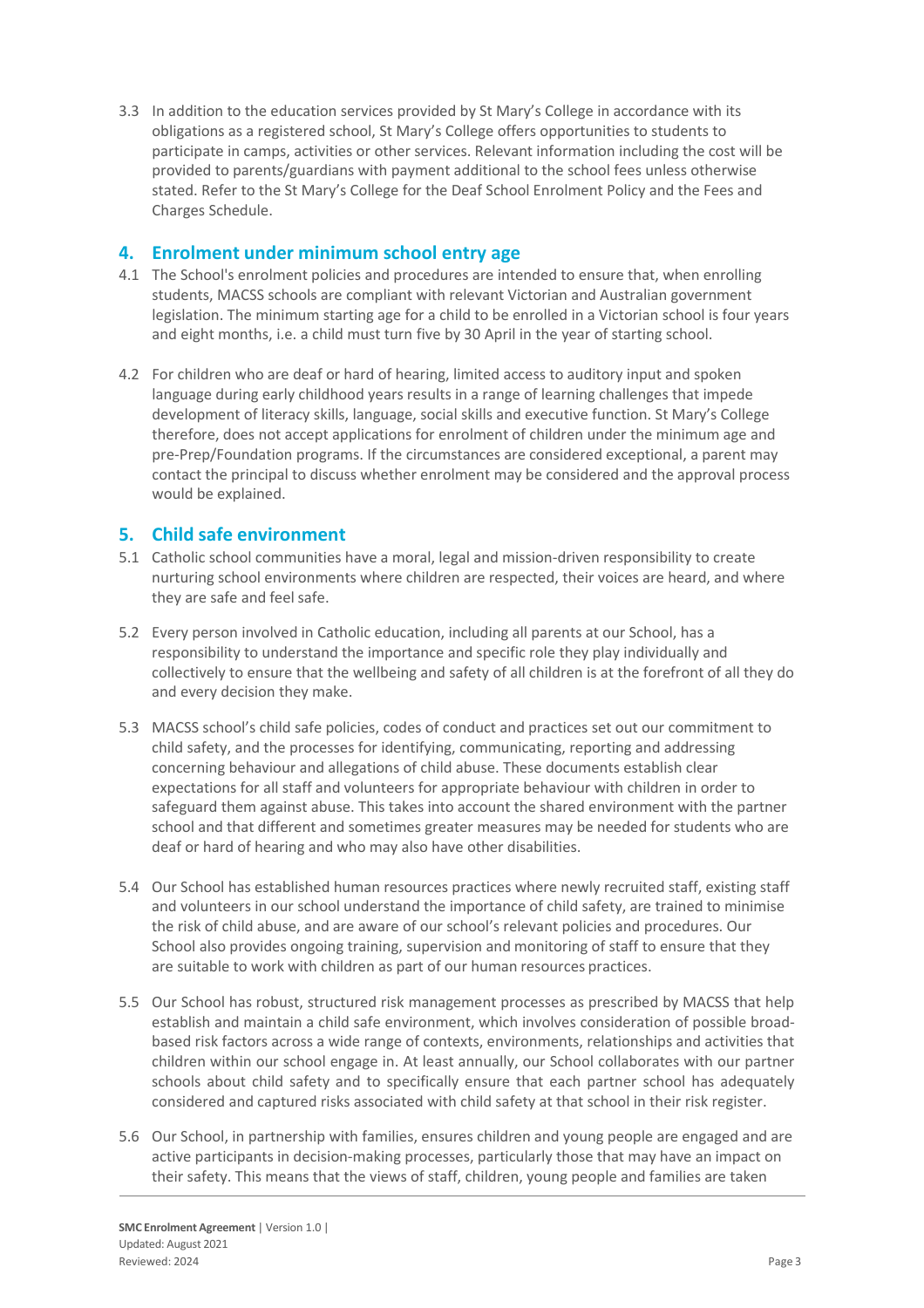3.3 In addition to the education services provided by St Mary's College in accordance with its obligations as a registered school, St Mary's College offers opportunities to students to participate in camps, activities or other services. Relevant information including the cost will be provided to parents/guardians with payment additional to the school fees unless otherwise stated. Refer to the St Mary's College for the Deaf School Enrolment Policy and the Fees and Charges Schedule.

## 4. Enrolment under minimum school entry age

4.1 The School's enrolment policies and procedures are intended to ensure that, when enrolling students, MACSS schools are compliant with relevant Victorian and Australian government legislation. The minimum starting age for a child to be enrolled in a Victorian school is four years and eight months, i.e. a child must turn five by 30 April in the year of starting school.

4.2 For children who are deaf or hard of hearing, limited access to auditory input and spoken language during early childhood years results in a range of learning challenges that impede development of literacy skills, language, social skills and executive function. St Mary's College therefore, does not accept applications for enrolment of children under the minimum age and pre-Prep/Foundation programs. If the circumstances are considered exceptional, a parent may contact the principal to discuss whether enrolment may be considered and the approval process would be explained.

## 5. Child safe environment

5.1 Catholic school communities have a moral, legal and mission-driven responsibility to create nurturing school environments where children are respected, their voices are heard, and where they are safe and feel safe.

5.2 Every person involved in Catholic education, including all parents at our School, has a responsibility to understand the importance and specific role they play individually and collectively to ensure that the wellbeing and safety of all children is at the forefront of all they do and every decision they make.

5.3 MACSS school's child safe policies, codes of conduct and practices set out our commitment to child safety, and the processes for identifying, communicating, reporting and addressing concerning behaviour and allegations of child abuse. These documents establish clear expectations for all staff and volunteers for appropriate behaviour with children in order to safeguard them against abuse. This takes into account the shared environment with the partner school and that different and sometimes greater measures may be needed for students who are deaf or hard of hearing and who may also have other disabilities.

5.4 Our School has established human resources practices where newly recruited staff, existing staff and volunteers in our school understand the importance of child safety, are trained to minimise the risk of child abuse, and are aware of our school's relevant policies and procedures. Our School also provides ongoing training, supervision and monitoring of staff to ensure that they are suitable to work with children as part of our human resources practices.

5.5 Our School has robust, structured risk management processes as prescribed by MACSS that help establish and maintain a child safe environment, which involves consideration of possible broad-based risk factors across a wide range of contexts, environments, relationships and activities that children within our school engage in. At least annually, our School collaborates with our partner schools about child safety and to specifically ensure that each partner school has adequately considered and captured risks associated with child safety at that school in their risk register.

5.6 Our School, in partnership with families, ensures children and young people are engaged and are active participants in decision-making processes, particularly those that may have an impact on their safety. This means that the views of staff, children, young people and families are taken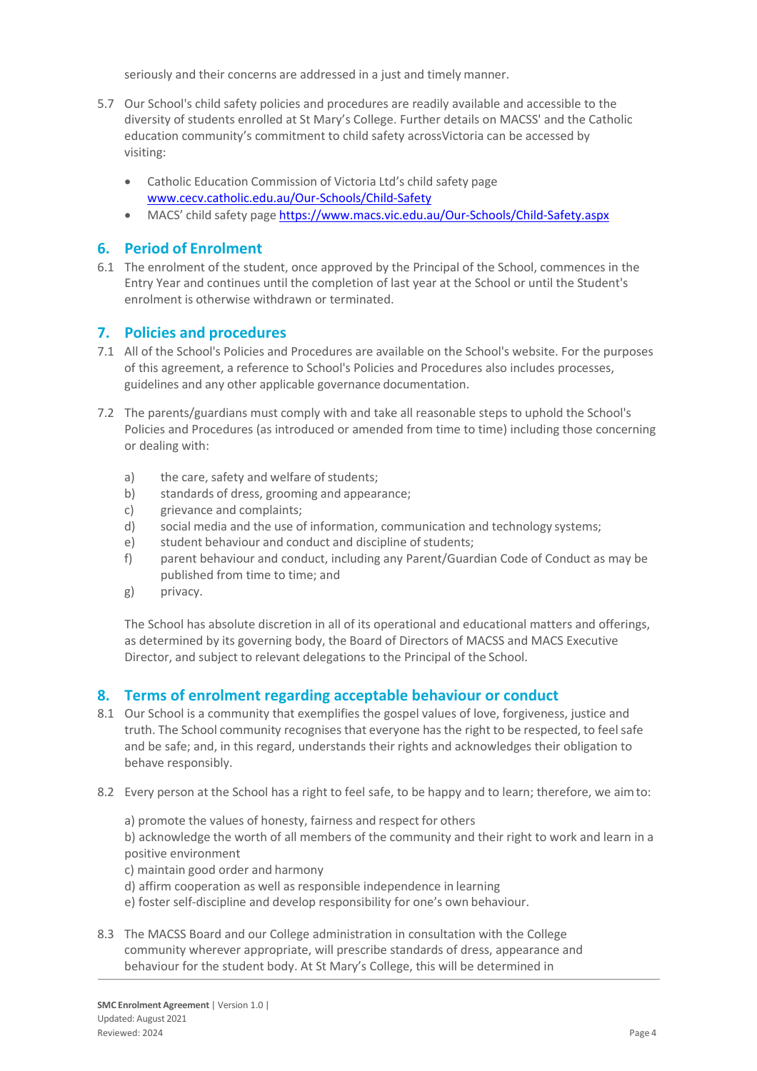seriously and their concerns are addressed in a just and timely manner.

5.7 Our School's child safety policies and procedures are readily available and accessible to the diversity of students enrolled at St Mary's College. Further details on MACSS' and the Catholic education community's commitment to child safety acrossVictoria can be accessed by visiting:

- Catholic Education Commission of Victoria Ltd's child safety page [www.cecv.catholic.edu.au/Our-Schools/Child-Safety](www.cecv.catholic.edu.au/Our-Schools/Child-Safety)
- MACS' child safety page [https://www.macs.vic.edu.au/Our-Schools/Child-Safety.aspx](https://www.macs.vic.edu.au/Our-Schools/Child-Safety.aspx)

## 6. Period of Enrolment

6.1 The enrolment of the student, once approved by the Principal of the School, commences in the Entry Year and continues until the completion of last year at the School or until the Student's enrolment is otherwise withdrawn or terminated.

## 7. Policies and procedures

7.1 All of the School's Policies and Procedures are available on the School's website. For the purposes of this agreement, a reference to School's Policies and Procedures also includes processes, guidelines and any other applicable governance documentation.

7.2 The parents/guardians must comply with and take all reasonable steps to uphold the School's Policies and Procedures (as introduced or amended from time to time) including those concerning or dealing with:

a) the care, safety and welfare of students;
b) standards of dress, grooming and appearance;
c) grievance and complaints;
d) social media and the use of information, communication and technology systems;
e) student behaviour and conduct and discipline of students;
f) parent behaviour and conduct, including any Parent/Guardian Code of Conduct as may be published from time to time; and
g) privacy.

The School has absolute discretion in all of its operational and educational matters and offerings, as determined by its governing body, the Board of Directors of MACSS and MACS Executive Director, and subject to relevant delegations to the Principal of the School.

## 8. Terms of enrolment regarding acceptable behaviour or conduct

8.1 Our School is a community that exemplifies the gospel values of love, forgiveness, justice and truth. The School community recognises that everyone has the right to be respected, to feel safe and be safe; and, in this regard, understands their rights and acknowledges their obligation to behave responsibly.

8.2 Every person at the School has a right to feel safe, to be happy and to learn; therefore, we aim to:

a) promote the values of honesty, fairness and respect for others
b) acknowledge the worth of all members of the community and their right to work and learn in a positive environment
c) maintain good order and harmony
d) affirm cooperation as well as responsible independence in learning
e) foster self-discipline and develop responsibility for one's own behaviour.

8.3 The MACSS Board and our College administration in consultation with the College community wherever appropriate, will prescribe standards of dress, appearance and behaviour for the student body. At St Mary's College, this will be determined in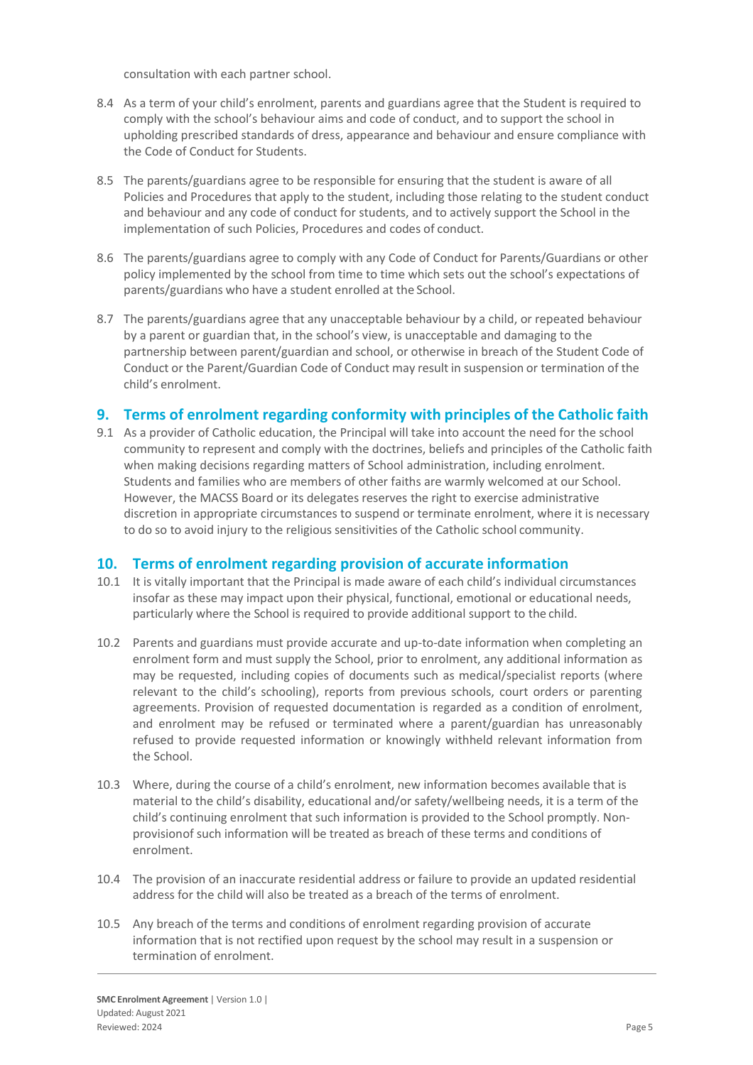consultation with each partner school.

8.4 As a term of your child's enrolment, parents and guardians agree that the Student is required to comply with the school's behaviour aims and code of conduct, and to support the school in upholding prescribed standards of dress, appearance and behaviour and ensure compliance with the Code of Conduct for Students.

8.5 The parents/guardians agree to be responsible for ensuring that the student is aware of all Policies and Procedures that apply to the student, including those relating to the student conduct and behaviour and any code of conduct for students, and to actively support the School in the implementation of such Policies, Procedures and codes of conduct.

8.6 The parents/guardians agree to comply with any Code of Conduct for Parents/Guardians or other policy implemented by the school from time to time which sets out the school's expectations of parents/guardians who have a student enrolled at the School.

8.7 The parents/guardians agree that any unacceptable behaviour by a child, or repeated behaviour by a parent or guardian that, in the school's view, is unacceptable and damaging to the partnership between parent/guardian and school, or otherwise in breach of the Student Code of Conduct or the Parent/Guardian Code of Conduct may result in suspension or termination of the child's enrolment.

## 9. Terms of enrolment regarding conformity with principles of the Catholic faith

9.1 As a provider of Catholic education, the Principal will take into account the need for the school community to represent and comply with the doctrines, beliefs and principles of the Catholic faith when making decisions regarding matters of School administration, including enrolment. Students and families who are members of other faiths are warmly welcomed at our School. However, the MACSS Board or its delegates reserves the right to exercise administrative discretion in appropriate circumstances to suspend or terminate enrolment, where it is necessary to do so to avoid injury to the religious sensitivities of the Catholic school community.

## 10. Terms of enrolment regarding provision of accurate information

10.1 It is vitally important that the Principal is made aware of each child's individual circumstances insofar as these may impact upon their physical, functional, emotional or educational needs, particularly where the School is required to provide additional support to the child.

10.2 Parents and guardians must provide accurate and up-to-date information when completing an enrolment form and must supply the School, prior to enrolment, any additional information as may be requested, including copies of documents such as medical/specialist reports (where relevant to the child's schooling), reports from previous schools, court orders or parenting agreements. Provision of requested documentation is regarded as a condition of enrolment, and enrolment may be refused or terminated where a parent/guardian has unreasonably refused to provide requested information or knowingly withheld relevant information from the School.

10.3 Where, during the course of a child's enrolment, new information becomes available that is material to the child's disability, educational and/or safety/wellbeing needs, it is a term of the child's continuing enrolment that such information is provided to the School promptly. Non-provisionof such information will be treated as breach of these terms and conditions of enrolment.

10.4 The provision of an inaccurate residential address or failure to provide an updated residential address for the child will also be treated as a breach of the terms of enrolment.

10.5 Any breach of the terms and conditions of enrolment regarding provision of accurate information that is not rectified upon request by the school may result in a suspension or termination of enrolment.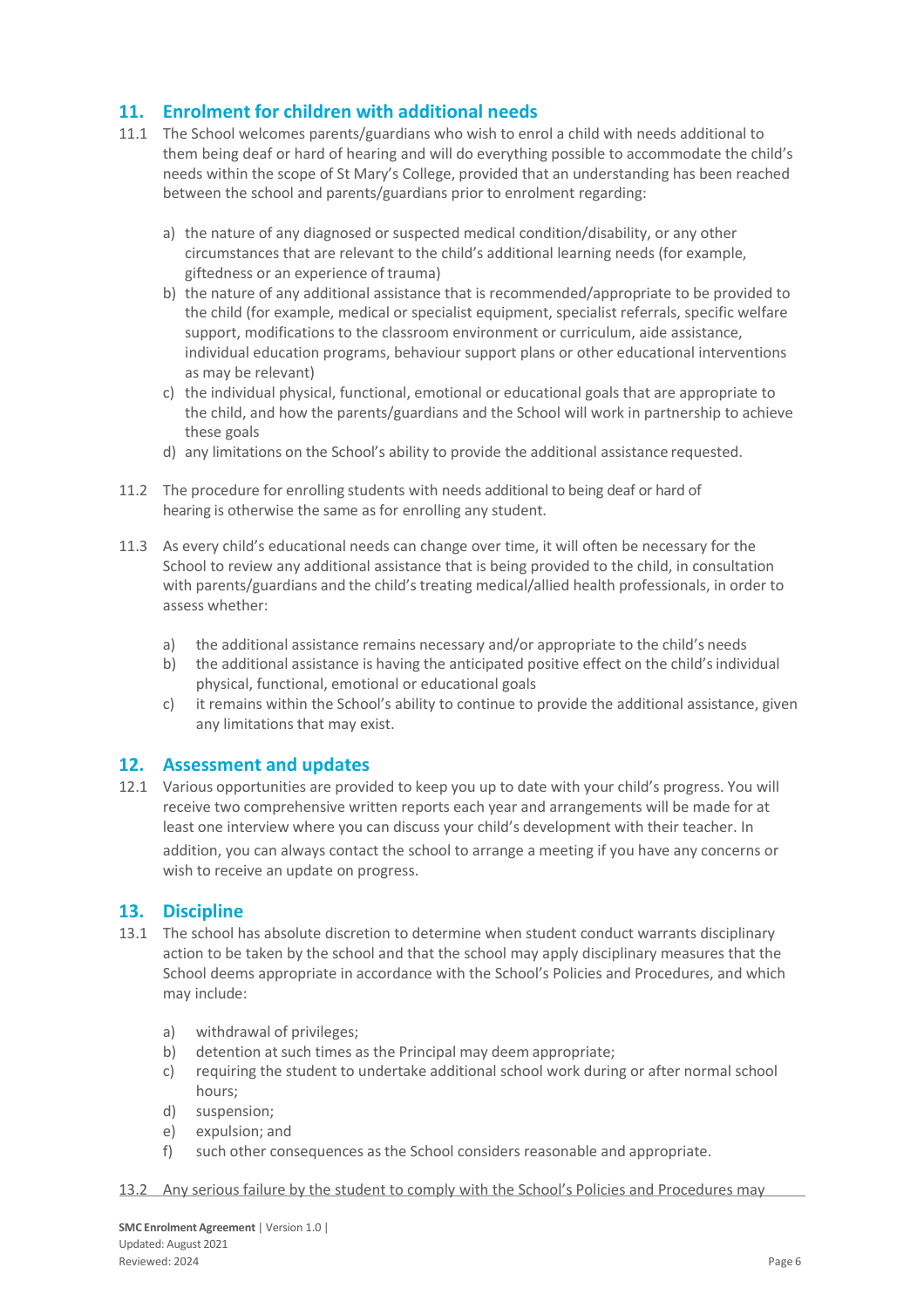## 11. Enrolment for children with additional needs

11.1 The School welcomes parents/guardians who wish to enrol a child with needs additional to them being deaf or hard of hearing and will do everything possible to accommodate the child's needs within the scope of St Mary's College, provided that an understanding has been reached between the school and parents/guardians prior to enrolment regarding:

a) the nature of any diagnosed or suspected medical condition/disability, or any other circumstances that are relevant to the child's additional learning needs (for example, giftedness or an experience of trauma)
b) the nature of any additional assistance that is recommended/appropriate to be provided to the child (for example, medical or specialist equipment, specialist referrals, specific welfare support, modifications to the classroom environment or curriculum, aide assistance, individual education programs, behaviour support plans or other educational interventions as may be relevant)
c) the individual physical, functional, emotional or educational goals that are appropriate to the child, and how the parents/guardians and the School will work in partnership to achieve these goals
d) any limitations on the School's ability to provide the additional assistance requested.

11.2 The procedure for enrolling students with needs additional to being deaf or hard of hearing is otherwise the same as for enrolling any student.

11.3 As every child's educational needs can change over time, it will often be necessary for the School to review any additional assistance that is being provided to the child, in consultation with parents/guardians and the child's treating medical/allied health professionals, in order to assess whether:

a) the additional assistance remains necessary and/or appropriate to the child's needs
b) the additional assistance is having the anticipated positive effect on the child's individual physical, functional, emotional or educational goals
c) it remains within the School's ability to continue to provide the additional assistance, given any limitations that may exist.

## 12. Assessment and updates

12.1 Various opportunities are provided to keep you up to date with your child's progress. You will receive two comprehensive written reports each year and arrangements will be made for at least one interview where you can discuss your child's development with their teacher. In addition, you can always contact the school to arrange a meeting if you have any concerns or wish to receive an update on progress.

## 13. Discipline

13.1 The school has absolute discretion to determine when student conduct warrants disciplinary action to be taken by the school and that the school may apply disciplinary measures that the School deems appropriate in accordance with the School's Policies and Procedures, and which may include:

a) withdrawal of privileges;
b) detention at such times as the Principal may deem appropriate;
c) requiring the student to undertake additional school work during or after normal school hours;
d) suspension;
e) expulsion; and
f) such other consequences as the School considers reasonable and appropriate.

13.2 Any serious failure by the student to comply with the School's Policies and Procedures may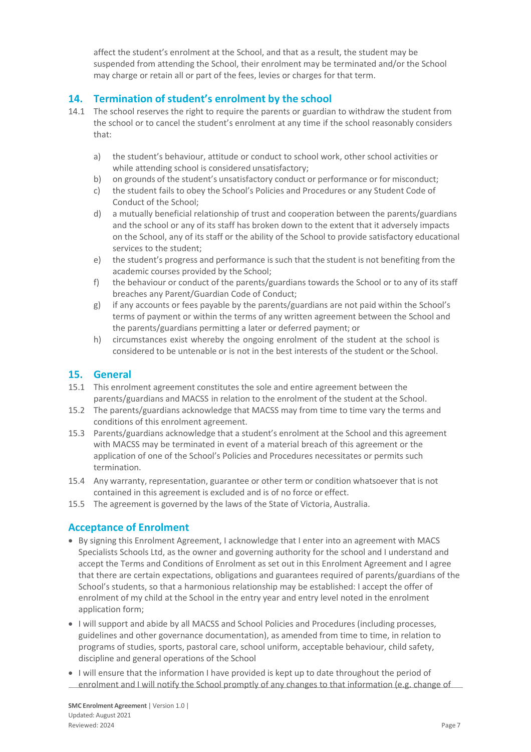affect the student's enrolment at the School, and that as a result, the student may be suspended from attending the School, their enrolment may be terminated and/or the School may charge or retain all or part of the fees, levies or charges for that term.

## 14. Termination of student's enrolment by the school

14.1 The school reserves the right to require the parents or guardian to withdraw the student from the school or to cancel the student's enrolment at any time if the school reasonably considers that:

a) the student's behaviour, attitude or conduct to school work, other school activities or while attending school is considered unsatisfactory;
b) on grounds of the student's unsatisfactory conduct or performance or for misconduct;
c) the student fails to obey the School's Policies and Procedures or any Student Code of Conduct of the School;
d) a mutually beneficial relationship of trust and cooperation between the parents/guardians and the school or any of its staff has broken down to the extent that it adversely impacts on the School, any of its staff or the ability of the School to provide satisfactory educational services to the student;
e) the student's progress and performance is such that the student is not benefiting from the academic courses provided by the School;
f) the behaviour or conduct of the parents/guardians towards the School or to any of its staff breaches any Parent/Guardian Code of Conduct;
g) if any accounts or fees payable by the parents/guardians are not paid within the School's terms of payment or within the terms of any written agreement between the School and the parents/guardians permitting a later or deferred payment; or
h) circumstances exist whereby the ongoing enrolment of the student at the school is considered to be untenable or is not in the best interests of the student or the School.

## 15. General

15.1 This enrolment agreement constitutes the sole and entire agreement between the parents/guardians and MACSS in relation to the enrolment of the student at the School.

15.2 The parents/guardians acknowledge that MACSS may from time to time vary the terms and conditions of this enrolment agreement.

15.3 Parents/guardians acknowledge that a student's enrolment at the School and this agreement with MACSS may be terminated in event of a material breach of this agreement or the application of one of the School's Policies and Procedures necessitates or permits such termination.

15.4 Any warranty, representation, guarantee or other term or condition whatsoever that is not contained in this agreement is excluded and is of no force or effect.

15.5 The agreement is governed by the laws of the State of Victoria, Australia.

## Acceptance of Enrolment

- By signing this Enrolment Agreement, I acknowledge that I enter into an agreement with MACS Specialists Schools Ltd, as the owner and governing authority for the school and I understand and accept the Terms and Conditions of Enrolment as set out in this Enrolment Agreement and I agree that there are certain expectations, obligations and guarantees required of parents/guardians of the School's students, so that a harmonious relationship may be established: I accept the offer of enrolment of my child at the School in the entry year and entry level noted in the enrolment application form;
- I will support and abide by all MACSS and School Policies and Procedures (including processes, guidelines and other governance documentation), as amended from time to time, in relation to programs of studies, sports, pastoral care, school uniform, acceptable behaviour, child safety, discipline and general operations of the School
- I will ensure that the information I have provided is kept up to date throughout the period of enrolment and I will notify the School promptly of any changes to that information (e.g. change of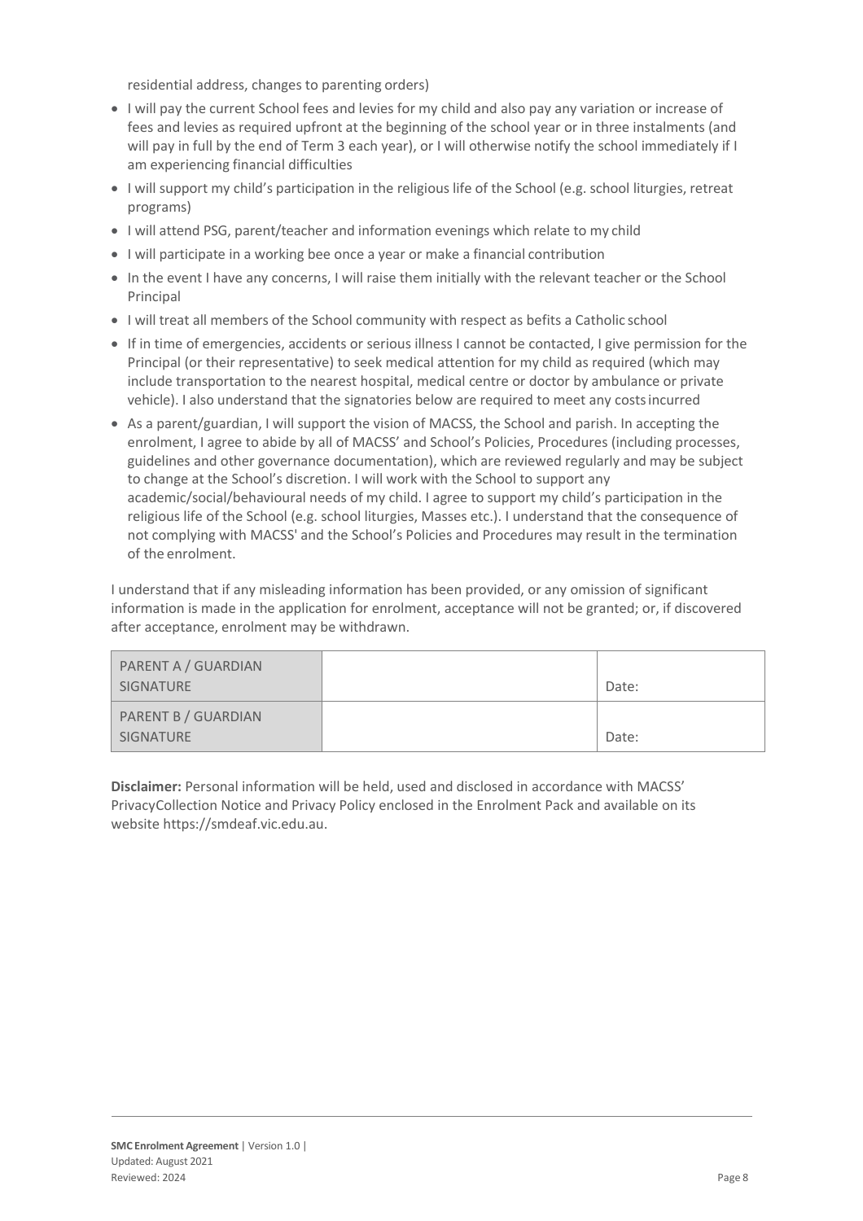residential address, changes to parenting orders)

- I will pay the current School fees and levies for my child and also pay any variation or increase of fees and levies as required upfront at the beginning of the school year or in three instalments (and will pay in full by the end of Term 3 each year), or I will otherwise notify the school immediately if I am experiencing financial difficulties
- I will support my child's participation in the religious life of the School (e.g. school liturgies, retreat programs)
- I will attend PSG, parent/teacher and information evenings which relate to my child
- I will participate in a working bee once a year or make a financial contribution
- In the event I have any concerns, I will raise them initially with the relevant teacher or the School Principal
- I will treat all members of the School community with respect as befits a Catholic school
- If in time of emergencies, accidents or serious illness I cannot be contacted, I give permission for the Principal (or their representative) to seek medical attention for my child as required (which may include transportation to the nearest hospital, medical centre or doctor by ambulance or private vehicle). I also understand that the signatories below are required to meet any costs incurred
- As a parent/guardian, I will support the vision of MACSS, the School and parish. In accepting the enrolment, I agree to abide by all of MACSS' and School's Policies, Procedures (including processes, guidelines and other governance documentation), which are reviewed regularly and may be subject to change at the School's discretion. I will work with the School to support any academic/social/behavioural needs of my child. I agree to support my child's participation in the religious life of the School (e.g. school liturgies, Masses etc.). I understand that the consequence of not complying with MACSS' and the School's Policies and Procedures may result in the termination of the enrolment.

I understand that if any misleading information has been provided, or any omission of significant information is made in the application for enrolment, acceptance will not be granted; or, if discovered after acceptance, enrolment may be withdrawn.

| | | |
|---|---|---|
| PARENT A / GUARDIAN SIGNATURE | | Date: |
| PARENT B / GUARDIAN SIGNATURE | | Date: |

**Disclaimer:** Personal information will be held, used and disclosed in accordance with MACSS' PrivacyCollection Notice and Privacy Policy enclosed in the Enrolment Pack and available on its website https://smdeaf.vic.edu.au.